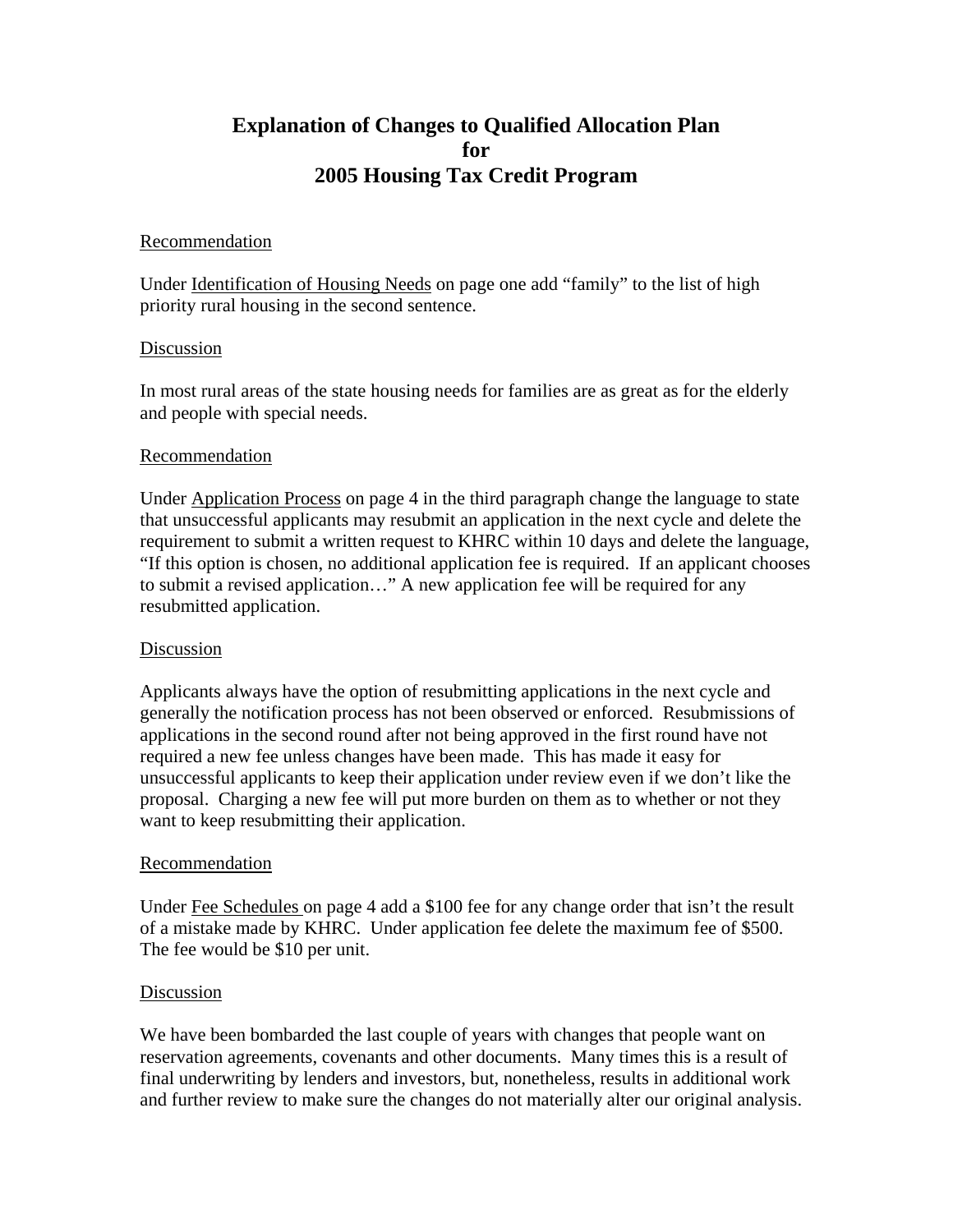# Explanation of Changes to Qualified Allocation Plan for 2005 Housing Tax Credit Program

Recommendation

Under Identification of Housing Needs on page one add "family" to the list of high priority rural housing in the second sentence.

Discussion

In most rural areas of the state housing needs for families are as great as for the elderly and people with special needs.

Recommendation

Under Application Process on page 4 in the third paragraph change the language to state that unsuccessful applicants may resubmit an application in the next cycle and delete the requirement to submit a written request to KHRC within 10 days and delete the language, "If this option is chosen, no additional application fee is required. If an applicant chooses to submit a revised application…" A new application fee will be required for any resubmitted application.

Discussion

Applicants always have the option of resubmitting applications in the next cycle and generally the notification process has not been observed or enforced. Resubmissions of applications in the second round after not being approved in the first round have not required a new fee unless changes have been made. This has made it easy for unsuccessful applicants to keep their application under review even if we don't like the proposal. Charging a new fee will put more burden on them as to whether or not they want to keep resubmitting their application.

Recommendation

Under Fee Schedules on page 4 add a $100 fee for any change order that isn't the result of a mistake made by KHRC. Under application fee delete the maximum fee of $500. The fee would be $10 per unit.

Discussion

We have been bombarded the last couple of years with changes that people want on reservation agreements, covenants and other documents. Many times this is a result of final underwriting by lenders and investors, but, nonetheless, results in additional work and further review to make sure the changes do not materially alter our original analysis.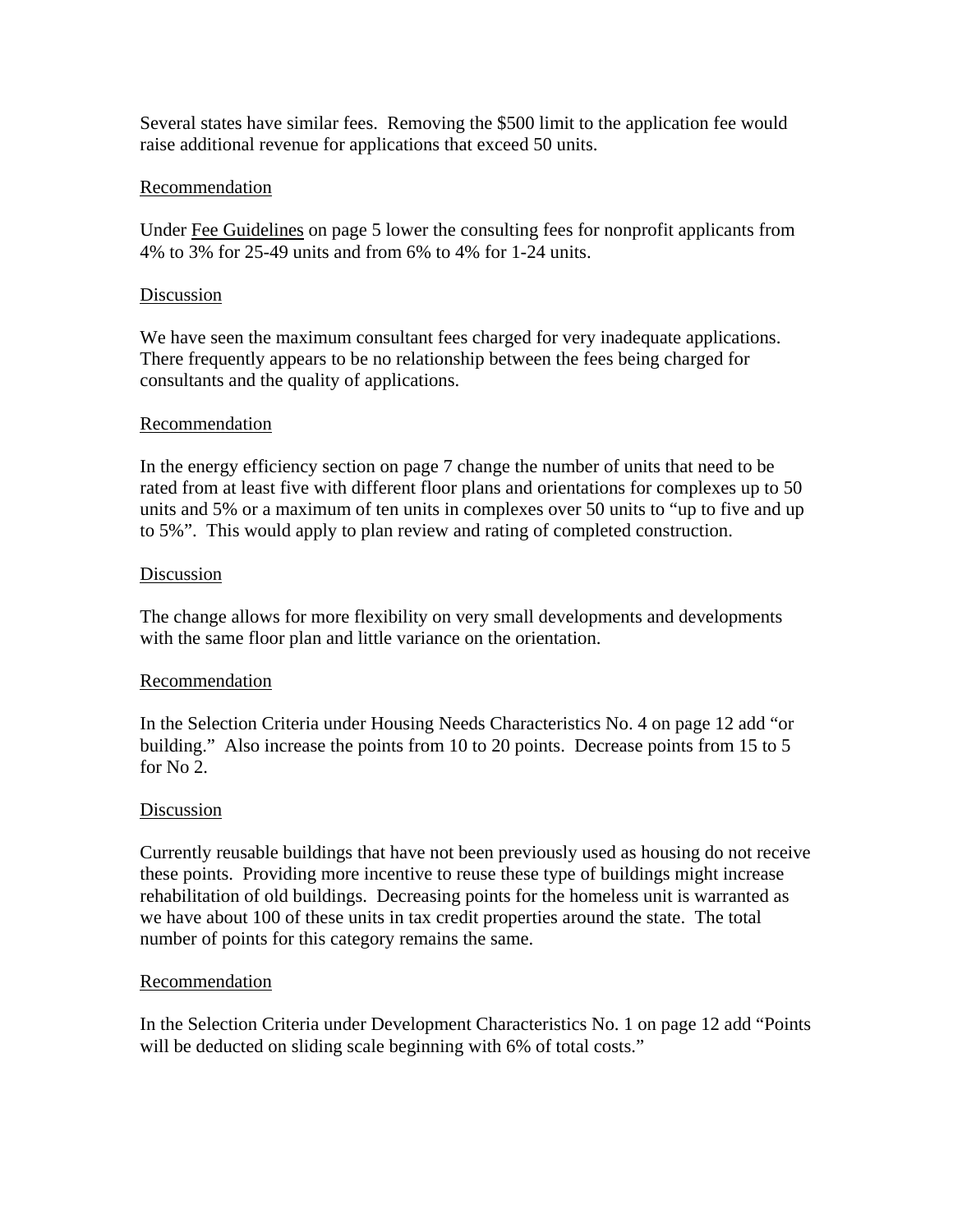Several states have similar fees. Removing the $500 limit to the application fee would raise additional revenue for applications that exceed 50 units.

<u>Recommendation</u>

Under <u>Fee Guidelines</u> on page 5 lower the consulting fees for nonprofit applicants from 4% to 3% for 25-49 units and from 6% to 4% for 1-24 units.

<u>Discussion</u>

We have seen the maximum consultant fees charged for very inadequate applications. There frequently appears to be no relationship between the fees being charged for consultants and the quality of applications.

<u>Recommendation</u>

In the energy efficiency section on page 7 change the number of units that need to be rated from at least five with different floor plans and orientations for complexes up to 50 units and 5% or a maximum of ten units in complexes over 50 units to "up to five and up to 5%". This would apply to plan review and rating of completed construction.

<u>Discussion</u>

The change allows for more flexibility on very small developments and developments with the same floor plan and little variance on the orientation.

<u>Recommendation</u>

In the Selection Criteria under Housing Needs Characteristics No. 4 on page 12 add "or building." Also increase the points from 10 to 20 points. Decrease points from 15 to 5 for No 2.

<u>Discussion</u>

Currently reusable buildings that have not been previously used as housing do not receive these points. Providing more incentive to reuse these type of buildings might increase rehabilitation of old buildings. Decreasing points for the homeless unit is warranted as we have about 100 of these units in tax credit properties around the state. The total number of points for this category remains the same.

<u>Recommendation</u>

In the Selection Criteria under Development Characteristics No. 1 on page 12 add "Points will be deducted on sliding scale beginning with 6% of total costs."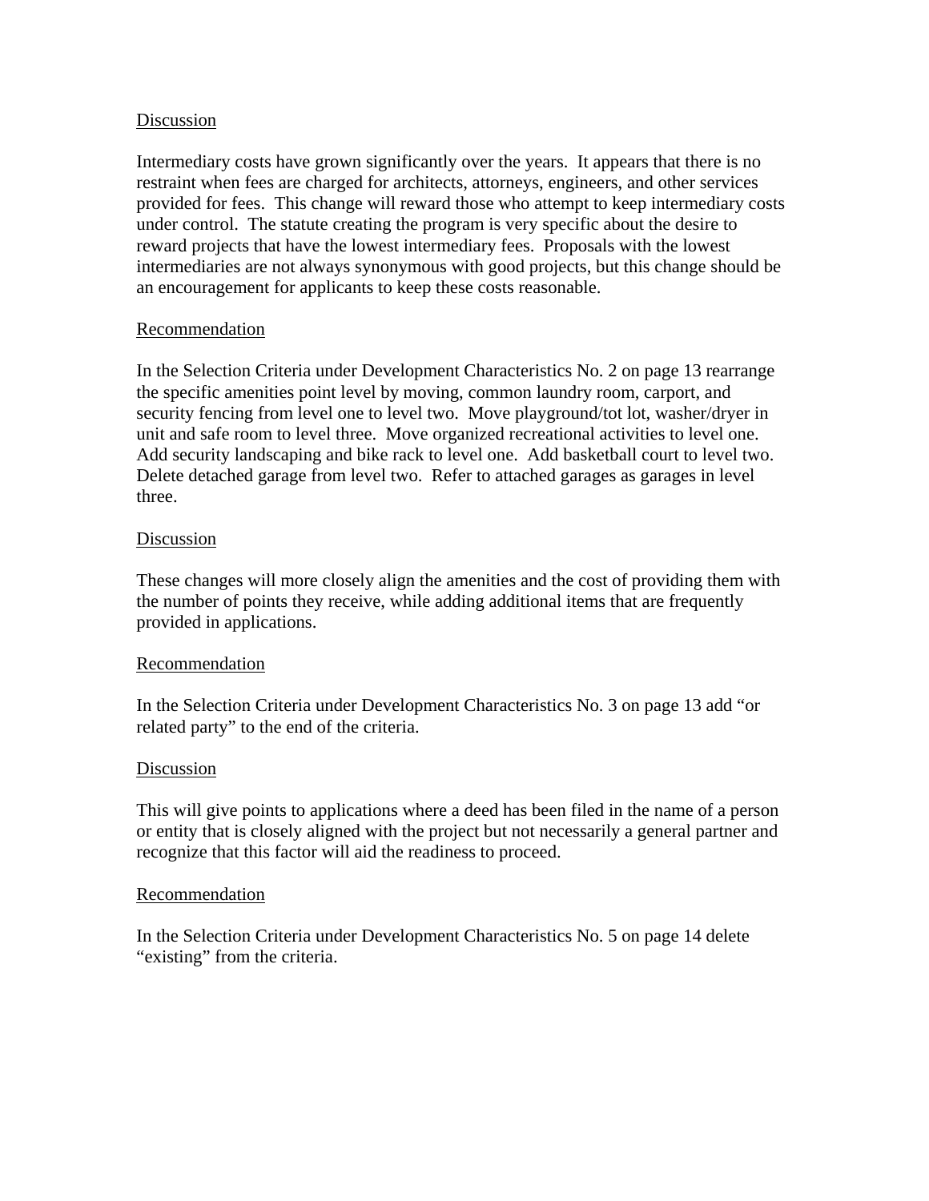Discussion

Intermediary costs have grown significantly over the years. It appears that there is no restraint when fees are charged for architects, attorneys, engineers, and other services provided for fees. This change will reward those who attempt to keep intermediary costs under control. The statute creating the program is very specific about the desire to reward projects that have the lowest intermediary fees. Proposals with the lowest intermediaries are not always synonymous with good projects, but this change should be an encouragement for applicants to keep these costs reasonable.

Recommendation

In the Selection Criteria under Development Characteristics No. 2 on page 13 rearrange the specific amenities point level by moving, common laundry room, carport, and security fencing from level one to level two. Move playground/tot lot, washer/dryer in unit and safe room to level three. Move organized recreational activities to level one. Add security landscaping and bike rack to level one. Add basketball court to level two. Delete detached garage from level two. Refer to attached garages as garages in level three.

Discussion

These changes will more closely align the amenities and the cost of providing them with the number of points they receive, while adding additional items that are frequently provided in applications.

Recommendation

In the Selection Criteria under Development Characteristics No. 3 on page 13 add "or related party" to the end of the criteria.

Discussion

This will give points to applications where a deed has been filed in the name of a person or entity that is closely aligned with the project but not necessarily a general partner and recognize that this factor will aid the readiness to proceed.

Recommendation

In the Selection Criteria under Development Characteristics No. 5 on page 14 delete "existing" from the criteria.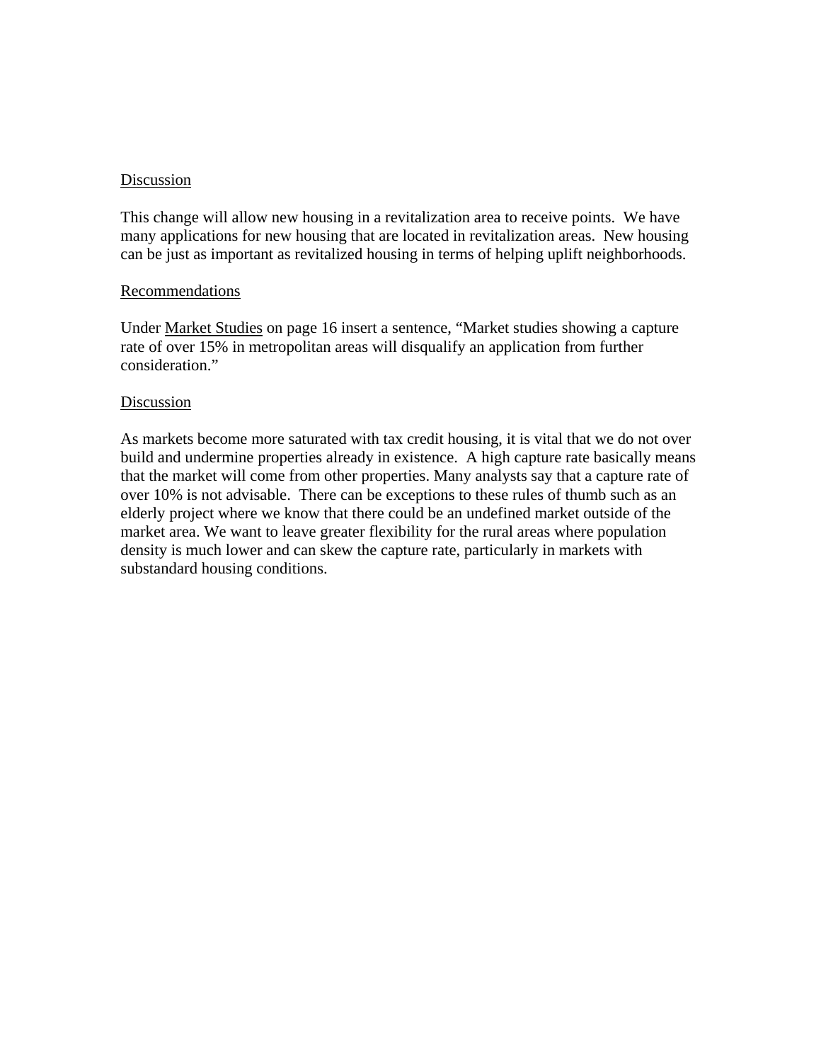Discussion

This change will allow new housing in a revitalization area to receive points. We have many applications for new housing that are located in revitalization areas. New housing can be just as important as revitalized housing in terms of helping uplift neighborhoods.

Recommendations

Under Market Studies on page 16 insert a sentence, “Market studies showing a capture rate of over 15% in metropolitan areas will disqualify an application from further consideration.”

Discussion

As markets become more saturated with tax credit housing, it is vital that we do not over build and undermine properties already in existence. A high capture rate basically means that the market will come from other properties. Many analysts say that a capture rate of over 10% is not advisable. There can be exceptions to these rules of thumb such as an elderly project where we know that there could be an undefined market outside of the market area. We want to leave greater flexibility for the rural areas where population density is much lower and can skew the capture rate, particularly in markets with substandard housing conditions.